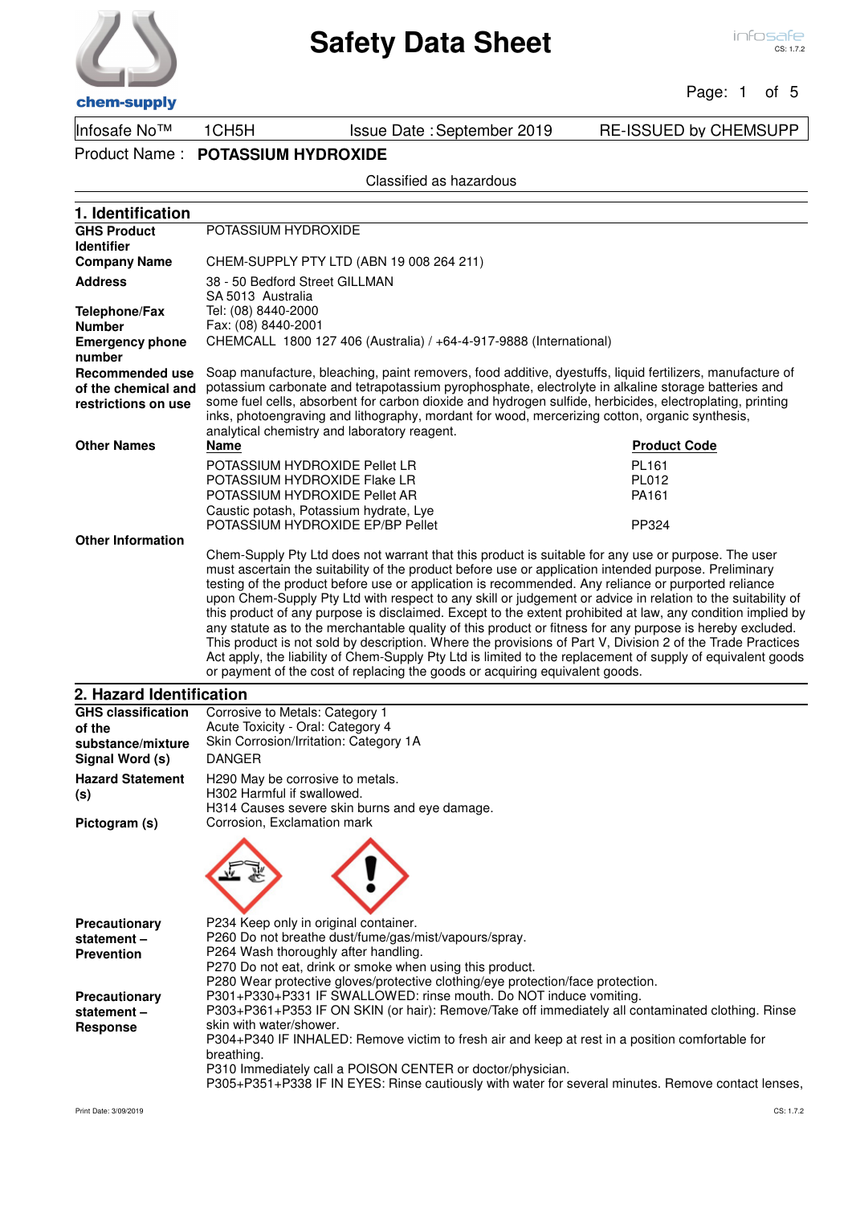# Safety Data Sheet

| Infosafe No™ | 1CH5H | Issue Date : September 2019 | RE-ISSUED by CHEMSUPP |
|---|---|---|---|

Product Name : **POTASSIUM HYDROXIDE**

Classified as hazardous

## 1. Identification

**GHS Product Identifier**
POTASSIUM HYDROXIDE

**Company Name**
CHEM-SUPPLY PTY LTD (ABN 19 008 264 211)

**Address**
38 - 50 Bedford Street GILLMAN
SA 5013 Australia

**Telephone/Fax Number**
Tel: (08) 8440-2000
Fax: (08) 8440-2001

**Emergency phone number**
CHEMCALL 1800 127 406 (Australia) / +64-4-917-9888 (International)

**Recommended use of the chemical and restrictions on use**
Soap manufacture, bleaching, paint removers, food additive, dyestuffs, liquid fertilizers, manufacture of potassium carbonate and tetrapotassium pyrophosphate, electrolyte in alkaline storage batteries and some fuel cells, absorbent for carbon dioxide and hydrogen sulfide, herbicides, electroplating, printing inks, photoengraving and lithography, mordant for wood, mercerizing cotton, organic synthesis, analytical chemistry and laboratory reagent.

**Other Names**

| Name | Product Code |
|---|---|
| POTASSIUM HYDROXIDE Pellet LR | PL161 |
| POTASSIUM HYDROXIDE Flake LR | PL012 |
| POTASSIUM HYDROXIDE Pellet AR | PA161 |
| Caustic potash, Potassium hydrate, Lye | |
| POTASSIUM HYDROXIDE EP/BP Pellet | PP324 |

**Other Information**

Chem-Supply Pty Ltd does not warrant that this product is suitable for any use or purpose. The user must ascertain the suitability of the product before use or application intended purpose. Preliminary testing of the product before use or application is recommended. Any reliance or purported reliance upon Chem-Supply Pty Ltd with respect to any skill or judgement or advice in relation to the suitability of this product of any purpose is disclaimed. Except to the extent prohibited at law, any condition implied by any statute as to the merchantable quality of this product or fitness for any purpose is hereby excluded. This product is not sold by description. Where the provisions of Part V, Division 2 of the Trade Practices Act apply, the liability of Chem-Supply Pty Ltd is limited to the replacement of supply of equivalent goods or payment of the cost of replacing the goods or acquiring equivalent goods.

## 2. Hazard Identification

**GHS classification of the substance/mixture**
Corrosive to Metals: Category 1
Acute Toxicity - Oral: Category 4
Skin Corrosion/Irritation: Category 1A

**Signal Word (s)**
DANGER

**Hazard Statement (s)**
H290 May be corrosive to metals.
H302 Harmful if swallowed.
H314 Causes severe skin burns and eye damage.

**Pictogram (s)**
Corrosion, Exclamation mark

**Precautionary statement – Prevention**
P234 Keep only in original container.
P260 Do not breathe dust/fume/gas/mist/vapours/spray.
P264 Wash thoroughly after handling.
P270 Do not eat, drink or smoke when using this product.
P280 Wear protective gloves/protective clothing/eye protection/face protection.

**Precautionary statement – Response**
P301+P330+P331 IF SWALLOWED: rinse mouth. Do NOT induce vomiting.
P303+P361+P353 IF ON SKIN (or hair): Remove/Take off immediately all contaminated clothing. Rinse skin with water/shower.
P304+P340 IF INHALED: Remove victim to fresh air and keep at rest in a position comfortable for breathing.
P310 Immediately call a POISON CENTER or doctor/physician.
P305+P351+P338 IF IN EYES: Rinse cautiously with water for several minutes. Remove contact lenses,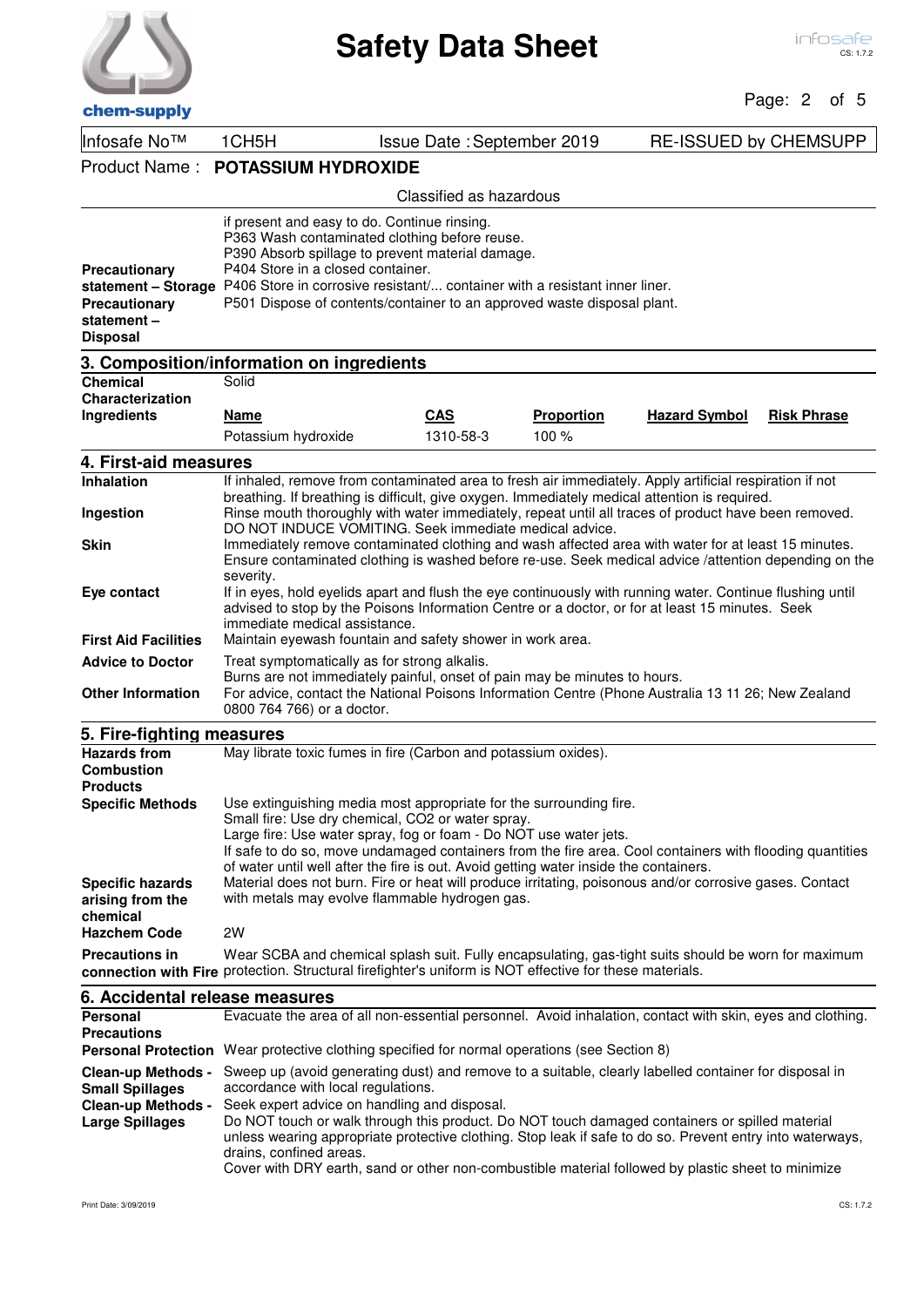if present and easy to do. Continue rinsing.
P363 Wash contaminated clothing before reuse.
P390 Absorb spillage to prevent material damage.

**Precautionary statement – Storage**
P404 Store in a closed container.
P406 Store in corrosive resistant/... container with a resistant inner liner.

**Precautionary statement – Disposal**
P501 Dispose of contents/container to an approved waste disposal plant.

## 3. Composition/information on ingredients

**Chemical Characterization**
Solid

**Ingredients**

| Name | CAS | Proportion | Hazard Symbol | Risk Phrase |
|---|---|---|---|---|
| Potassium hydroxide | 1310-58-3 | 100 % | | |

## 4. First-aid measures

**Inhalation**
If inhaled, remove from contaminated area to fresh air immediately. Apply artificial respiration if not breathing. If breathing is difficult, give oxygen. Immediately medical attention is required.

**Ingestion**
Rinse mouth thoroughly with water immediately, repeat until all traces of product have been removed. DO NOT INDUCE VOMITING. Seek immediate medical advice.

**Skin**
Immediately remove contaminated clothing and wash affected area with water for at least 15 minutes. Ensure contaminated clothing is washed before re-use. Seek medical advice /attention depending on the severity.

**Eye contact**
If in eyes, hold eyelids apart and flush the eye continuously with running water. Continue flushing until advised to stop by the Poisons Information Centre or a doctor, or for at least 15 minutes. Seek immediate medical assistance.

**First Aid Facilities**
Maintain eyewash fountain and safety shower in work area.

**Advice to Doctor**
Treat symptomatically as for strong alkalis.
Burns are not immediately painful, onset of pain may be minutes to hours.

**Other Information**
For advice, contact the National Poisons Information Centre (Phone Australia 13 11 26; New Zealand 0800 764 766) or a doctor.

## 5. Fire-fighting measures

**Hazards from Combustion Products**
May librate toxic fumes in fire (Carbon and potassium oxides).

**Specific Methods**
Use extinguishing media most appropriate for the surrounding fire.
Small fire: Use dry chemical, CO2 or water spray.
Large fire: Use water spray, fog or foam - Do NOT use water jets.
If safe to do so, move undamaged containers from the fire area. Cool containers with flooding quantities of water until well after the fire is out. Avoid getting water inside the containers.

**Specific hazards arising from the chemical**
Material does not burn. Fire or heat will produce irritating, poisonous and/or corrosive gases. Contact with metals may evolve flammable hydrogen gas.

**Hazchem Code**
2W

**Precautions in connection with Fire**
Wear SCBA and chemical splash suit. Fully encapsulating, gas-tight suits should be worn for maximum protection. Structural firefighter's uniform is NOT effective for these materials.

## 6. Accidental release measures

**Personal Precautions**
Evacuate the area of all non-essential personnel. Avoid inhalation, contact with skin, eyes and clothing.

**Personal Protection**
Wear protective clothing specified for normal operations (see Section 8)

**Clean-up Methods - Small Spillages**
Sweep up (avoid generating dust) and remove to a suitable, clearly labelled container for disposal in accordance with local regulations.

**Clean-up Methods - Large Spillages**
Seek expert advice on handling and disposal.
Do NOT touch or walk through this product. Do NOT touch damaged containers or spilled material unless wearing appropriate protective clothing. Stop leak if safe to do so. Prevent entry into waterways, drains, confined areas.
Cover with DRY earth, sand or other non-combustible material followed by plastic sheet to minimize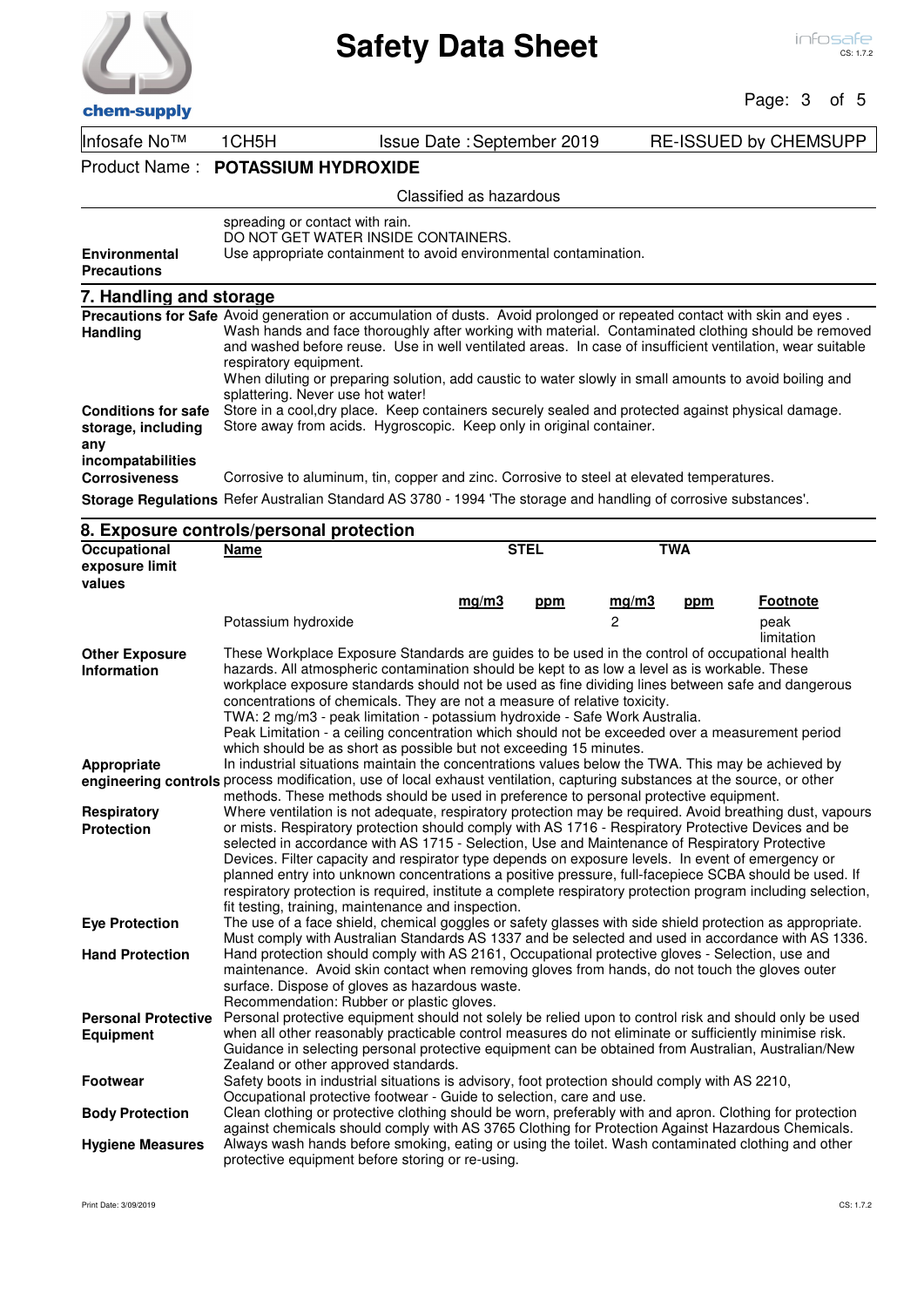spreading or contact with rain.
DO NOT GET WATER INSIDE CONTAINERS.

**Environmental Precautions**
Use appropriate containment to avoid environmental contamination.

## 7. Handling and storage

**Precautions for Safe Handling**
Avoid generation or accumulation of dusts. Avoid prolonged or repeated contact with skin and eyes . Wash hands and face thoroughly after working with material. Contaminated clothing should be removed and washed before reuse. Use in well ventilated areas. In case of insufficient ventilation, wear suitable respiratory equipment.
When diluting or preparing solution, add caustic to water slowly in small amounts to avoid boiling and splattering. Never use hot water!

**Conditions for safe storage, including any incompatibilities**
Store in a cool,dry place. Keep containers securely sealed and protected against physical damage. Store away from acids. Hygroscopic. Keep only in original container.

**Corrosiveness**
Corrosive to aluminum, tin, copper and zinc. Corrosive to steel at elevated temperatures.

**Storage Regulations**
Refer Australian Standard AS 3780 - 1994 'The storage and handling of corrosive substances'.

## 8. Exposure controls/personal protection

**Occupational exposure limit values**

| Name | STEL | | TWA | | Footnote |
|---|---|---|---|---|---|
| | mg/m3 | ppm | mg/m3 | ppm | |
| Potassium hydroxide | | | 2 | | peak limitation |

**Other Exposure Information**
These Workplace Exposure Standards are guides to be used in the control of occupational health hazards. All atmospheric contamination should be kept to as low a level as is workable. These workplace exposure standards should not be used as fine dividing lines between safe and dangerous concentrations of chemicals. They are not a measure of relative toxicity.
TWA: 2 mg/m3 - peak limitation - potassium hydroxide - Safe Work Australia.
Peak Limitation - a ceiling concentration which should not be exceeded over a measurement period which should be as short as possible but not exceeding 15 minutes.

**Appropriate engineering controls**
In industrial situations maintain the concentrations values below the TWA. This may be achieved by process modification, use of local exhaust ventilation, capturing substances at the source, or other methods. These methods should be used in preference to personal protective equipment.

**Respiratory Protection**
Where ventilation is not adequate, respiratory protection may be required. Avoid breathing dust, vapours or mists. Respiratory protection should comply with AS 1716 - Respiratory Protective Devices and be selected in accordance with AS 1715 - Selection, Use and Maintenance of Respiratory Protective Devices. Filter capacity and respirator type depends on exposure levels. In event of emergency or planned entry into unknown concentrations a positive pressure, full-facepiece SCBA should be used. If respiratory protection is required, institute a complete respiratory protection program including selection, fit testing, training, maintenance and inspection.

**Eye Protection**
The use of a face shield, chemical goggles or safety glasses with side shield protection as appropriate. Must comply with Australian Standards AS 1337 and be selected and used in accordance with AS 1336.

**Hand Protection**
Hand protection should comply with AS 2161, Occupational protective gloves - Selection, use and maintenance. Avoid skin contact when removing gloves from hands, do not touch the gloves outer surface. Dispose of gloves as hazardous waste.
Recommendation: Rubber or plastic gloves.

**Personal Protective Equipment**
Personal protective equipment should not solely be relied upon to control risk and should only be used when all other reasonably practicable control measures do not eliminate or sufficiently minimise risk. Guidance in selecting personal protective equipment can be obtained from Australian, Australian/New Zealand or other approved standards.

**Footwear**
Safety boots in industrial situations is advisory, foot protection should comply with AS 2210, Occupational protective footwear - Guide to selection, care and use.

**Body Protection**
Clean clothing or protective clothing should be worn, preferably with and apron. Clothing for protection against chemicals should comply with AS 3765 Clothing for Protection Against Hazardous Chemicals.

**Hygiene Measures**
Always wash hands before smoking, eating or using the toilet. Wash contaminated clothing and other protective equipment before storing or re-using.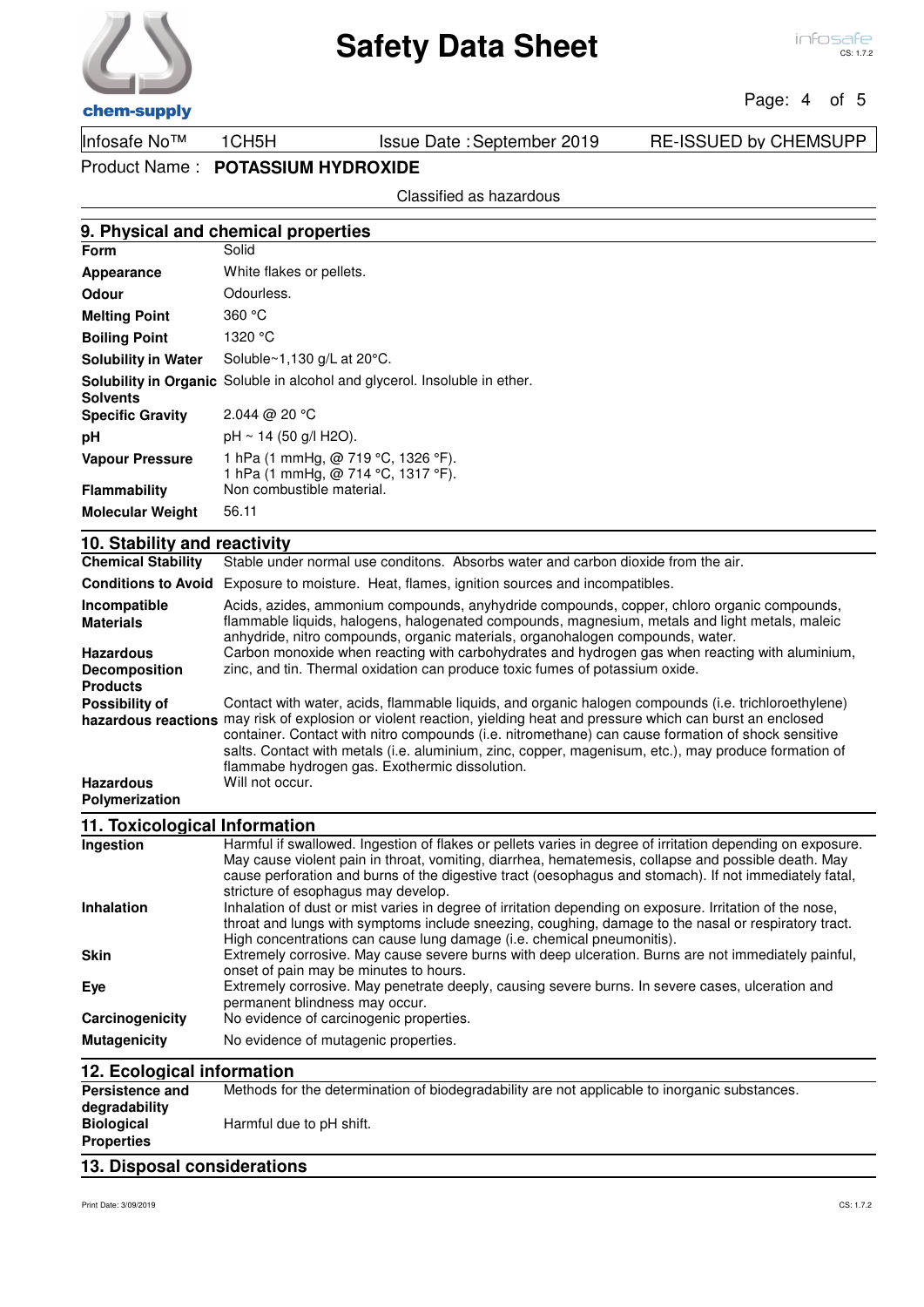Infosafe No™ 1CH5H | Issue Date : September 2019 | RE-ISSUED by CHEMSUPP

Product Name : **POTASSIUM HYDROXIDE**

Classified as hazardous

## 9. Physical and chemical properties

| | |
|---|---|
| **Form** | Solid |
| **Appearance** | White flakes or pellets. |
| **Odour** | Odourless. |
| **Melting Point** | 360 °C |
| **Boiling Point** | 1320 °C |
| **Solubility in Water** | Soluble~1,130 g/L at 20°C. |
| **Solubility in Organic Solvents** | Soluble in alcohol and glycerol. Insoluble in ether. |
| **Specific Gravity** | 2.044 @ 20 °C |
| **pH** | pH ~ 14 (50 g/l H2O). |
| **Vapour Pressure** | 1 hPa (1 mmHg, @ 719 °C, 1326 °F).<br>1 hPa (1 mmHg, @ 714 °C, 1317 °F). |
| **Flammability** | Non combustible material. |
| **Molecular Weight** | 56.11 |

## 10. Stability and reactivity

| | |
|---|---|
| **Chemical Stability** | Stable under normal use conditons. Absorbs water and carbon dioxide from the air. |
| **Conditions to Avoid** | Exposure to moisture. Heat, flames, ignition sources and incompatibles. |
| **Incompatible Materials** | Acids, azides, ammonium compounds, anyhydride compounds, copper, chloro organic compounds, flammable liquids, halogens, halogenated compounds, magnesium, metals and light metals, maleic anhydride, nitro compounds, organic materials, organohalogen compounds, water. |
| **Hazardous Decomposition Products** | Carbon monoxide when reacting with carbohydrates and hydrogen gas when reacting with aluminium, zinc, and tin. Thermal oxidation can produce toxic fumes of potassium oxide. |
| **Possibility of hazardous reactions** | Contact with water, acids, flammable liquids, and organic halogen compounds (i.e. trichloroethylene) may risk of explosion or violent reaction, yielding heat and pressure which can burst an enclosed container. Contact with nitro compounds (i.e. nitromethane) can cause formation of shock sensitive salts. Contact with metals (i.e. aluminium, zinc, copper, magenisum, etc.), may produce formation of flammabe hydrogen gas. Exothermic dissolution. |
| **Hazardous Polymerization** | Will not occur. |

## 11. Toxicological Information

| | |
|---|---|
| **Ingestion** | Harmful if swallowed. Ingestion of flakes or pellets varies in degree of irritation depending on exposure. May cause violent pain in throat, vomiting, diarrhea, hematemesis, collapse and possible death. May cause perforation and burns of the digestive tract (oesophagus and stomach). If not immediately fatal, stricture of esophagus may develop. |
| **Inhalation** | Inhalation of dust or mist varies in degree of irritation depending on exposure. Irritation of the nose, throat and lungs with symptoms include sneezing, coughing, damage to the nasal or respiratory tract. High concentrations can cause lung damage (i.e. chemical pneumonitis). |
| **Skin** | Extremely corrosive. May cause severe burns with deep ulceration. Burns are not immediately painful, onset of pain may be minutes to hours. |
| **Eye** | Extremely corrosive. May penetrate deeply, causing severe burns. In severe cases, ulceration and permanent blindness may occur. |
| **Carcinogenicity** | No evidence of carcinogenic properties. |
| **Mutagenicity** | No evidence of mutagenic properties. |

## 12. Ecological information

| | |
|---|---|
| **Persistence and degradability** | Methods for the determination of biodegradability are not applicable to inorganic substances. |
| **Biological Properties** | Harmful due to pH shift. |

## 13. Disposal considerations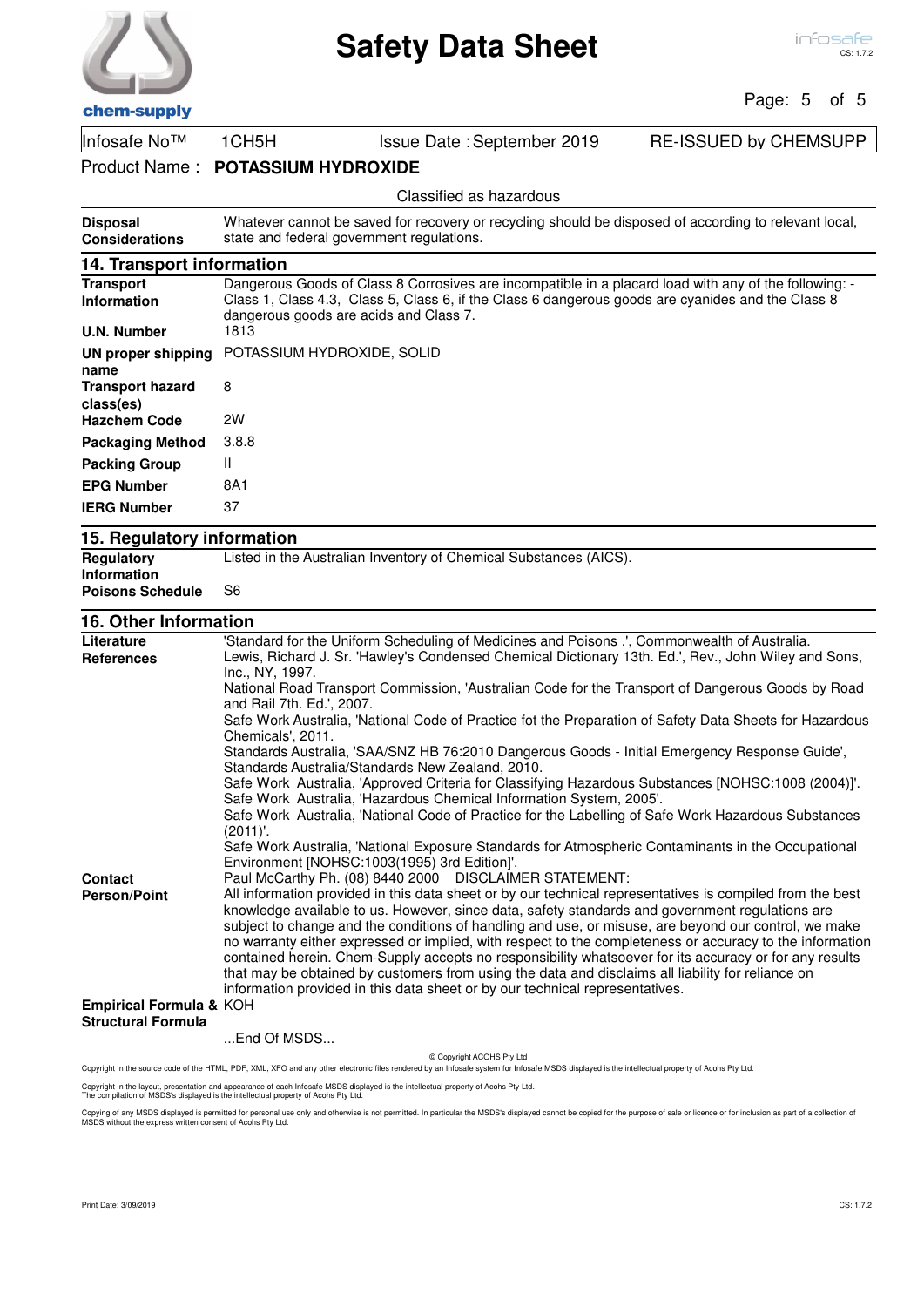| Infosafe No™ | 1CH5H | Issue Date : September 2019 | RE-ISSUED by CHEMSUPP |
| --- | --- | --- | --- |

Product Name : **POTASSIUM HYDROXIDE**

Classified as hazardous

| | |
| --- | --- |
| **Disposal Considerations** | Whatever cannot be saved for recovery or recycling should be disposed of according to relevant local, state and federal government regulations. |

## 14. Transport information

| | |
| --- | --- |
| **Transport Information** | Dangerous Goods of Class 8 Corrosives are incompatible in a placard load with any of the following: - Class 1, Class 4.3, Class 5, Class 6, if the Class 6 dangerous goods are cyanides and the Class 8 dangerous goods are acids and Class 7. |
| **U.N. Number** | 1813 |
| **UN proper shipping name** | POTASSIUM HYDROXIDE, SOLID |
| **Transport hazard class(es)** | 8 |
| **Hazchem Code** | 2W |
| **Packaging Method** | 3.8.8 |
| **Packing Group** | II |
| **EPG Number** | 8A1 |
| **IERG Number** | 37 |

## 15. Regulatory information

| | |
| --- | --- |
| **Regulatory Information** | Listed in the Australian Inventory of Chemical Substances (AICS). |
| **Poisons Schedule** | S6 |

## 16. Other Information

| | |
| --- | --- |
| **Literature References** | 'Standard for the Uniform Scheduling of Medicines and Poisons .', Commonwealth of Australia.<br>Lewis, Richard J. Sr. 'Hawley's Condensed Chemical Dictionary 13th. Ed.', Rev., John Wiley and Sons, Inc., NY, 1997.<br>National Road Transport Commission, 'Australian Code for the Transport of Dangerous Goods by Road and Rail 7th. Ed.', 2007.<br>Safe Work Australia, 'National Code of Practice fot the Preparation of Safety Data Sheets for Hazardous Chemicals', 2011.<br>Standards Australia, 'SAA/SNZ HB 76:2010 Dangerous Goods - Initial Emergency Response Guide', Standards Australia/Standards New Zealand, 2010.<br>Safe Work Australia, 'Approved Criteria for Classifying Hazardous Substances [NOHSC:1008 (2004)]'.<br>Safe Work Australia, 'Hazardous Chemical Information System, 2005'.<br>Safe Work Australia, 'National Code of Practice for the Labelling of Safe Work Hazardous Substances (2011)'.<br>Safe Work Australia, 'National Exposure Standards for Atmospheric Contaminants in the Occupational Environment [NOHSC:1003(1995) 3rd Edition]'. |
| **Contact Person/Point** | Paul McCarthy Ph. (08) 8440 2000 DISCLAIMER STATEMENT:<br>All information provided in this data sheet or by our technical representatives is compiled from the best knowledge available to us. However, since data, safety standards and government regulations are subject to change and the conditions of handling and use, or misuse, are beyond our control, we make no warranty either expressed or implied, with respect to the completeness or accuracy to the information contained herein. Chem-Supply accepts no responsibility whatsoever for its accuracy or for any results that may be obtained by customers from using the data and disclaims all liability for reliance on information provided in this data sheet or by our technical representatives. |
| **Empirical Formula & Structural Formula** | KOH |

...End Of MSDS...

© Copyright ACOHS Pty Ltd

Copyright in the source code of the HTML, PDF, XML, XFO and any other electronic files rendered by an Infosafe system for Infosafe MSDS displayed is the intellectual property of Acohs Pty Ltd.

Copyright in the layout, presentation and appearance of each Infosafe MSDS displayed is the intellectual property of Acohs Pty Ltd.
The compilation of MSDS's displayed is the intellectual property of Acohs Pty Ltd.

Copying of any MSDS displayed is permitted for personal use only and otherwise is not permitted. In particular the MSDS's displayed cannot be copied for the purpose of sale or licence or for inclusion as part of a collection of MSDS without the express written consent of Acohs Pty Ltd.

Print Date: 3/09/2019